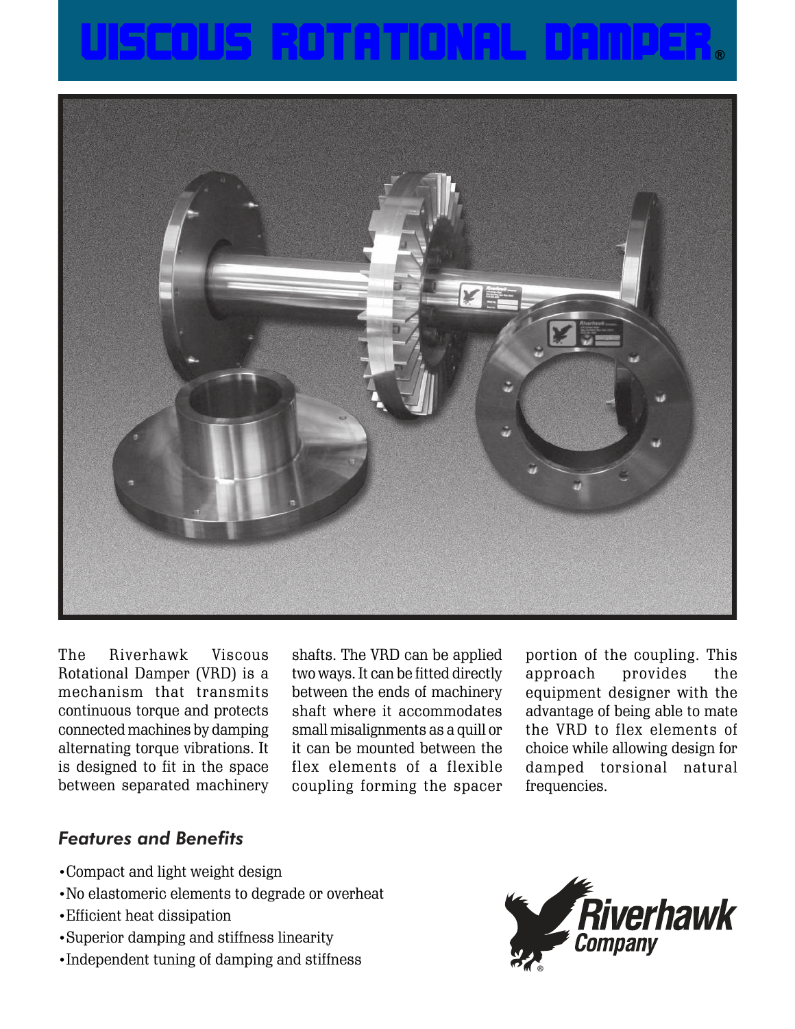# VISCOUS ROTATIONAL DAMPER®

The Riverhawk Viscous Rotational Damper (VRD) is a mechanism that transmits continuous torque and protects connected machines by damping alternating torque vibrations. It is designed to fit in the space between separated machinery shafts. The VRD can be applied two ways. It can be fitted directly between the ends of machinery shaft where it accommodates small misalignments as a quill or it can be mounted between the flex elements of a flexible coupling forming the spacer portion of the coupling. This approach provides the equipment designer with the advantage of being able to mate the VRD to flex elements of choice while allowing design for damped torsional natural frequencies.

## *Features and Benefits*

- Compact and light weight design
- No elastomeric elements to degrade or overheat
- Efficient heat dissipation
- Superior damping and stiffness linearity
- Independent tuning of damping and stiffness

Riverhawk Company®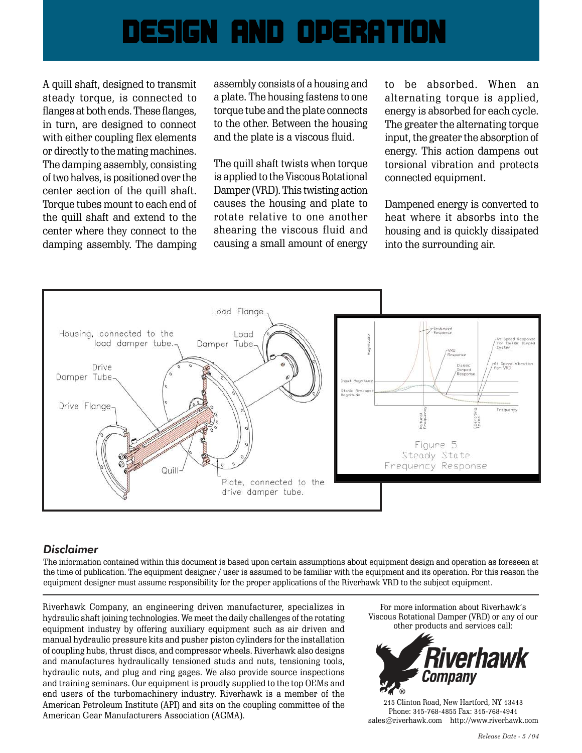# DESIGN AND OPERATION

A quill shaft, designed to transmit steady torque, is connected to flanges at both ends. These flanges, in turn, are designed to connect with either coupling flex elements or directly to the mating machines. The damping assembly, consisting of two halves, is positioned over the center section of the quill shaft. Torque tubes mount to each end of the quill shaft and extend to the center where they connect to the damping assembly. The damping assembly consists of a housing and a plate. The housing fastens to one torque tube and the plate connects to the other. Between the housing and the plate is a viscous fluid.

The quill shaft twists when torque is applied to the Viscous Rotational Damper (VRD). This twisting action causes the housing and plate to rotate relative to one another shearing the viscous fluid and causing a small amount of energy to be absorbed. When an alternating torque is applied, energy is absorbed for each cycle. The greater the alternating torque input, the greater the absorption of energy. This action dampens out torsional vibration and protects connected equipment.

Dampened energy is converted to heat where it absorbs into the housing and is quickly dissipated into the surrounding air.

Load Flange

Housing, connected to the load damper tube.

Load Damper Tube

Drive Damper Tube

Drive Flange

Quill

Plate, connected to the drive damper tube.

Magnitude

Undamped Response

VRD Response

Classic Damped Response

At Speed Response for Classic Damped System

At Speed Vibration for VRD

Input Magnitude

Static Response Magnitude

Frequency

Natural Frequency

Operating Speed

Figure 5
Steady State
Frequency Response

### *Disclaimer*

The information contained within this document is based upon certain assumptions about equipment design and operation as foreseen at the time of publication. The equipment designer / user is assumed to be familiar with the equipment and its operation. For this reason the equipment designer must assume responsibility for the proper applications of the Riverhawk VRD to the subject equipment.

---

Riverhawk Company, an engineering driven manufacturer, specializes in hydraulic shaft joining technologies. We meet the daily challenges of the rotating equipment industry by offering auxiliary equipment such as air driven and manual hydraulic pressure kits and pusher piston cylinders for the installation of coupling hubs, thrust discs, and compressor wheels. Riverhawk also designs and manufactures hydraulically tensioned studs and nuts, tensioning tools, hydraulic nuts, and plug and ring gages. We also provide source inspections and training seminars. Our equipment is proudly supplied to the top OEMs and end users of the turbomachinery industry. Riverhawk is a member of the American Petroleum Institute (API) and sits on the coupling committee of the American Gear Manufacturers Association (AGMA).

For more information about Riverhawk's Viscous Rotational Damper (VRD) or any of our other products and services call:

Riverhawk Company®

215 Clinton Road, New Hartford, NY 13413
Phone: 315-768-4855 Fax: 315-768-4941
sales@riverhawk.com http://www.riverhawk.com

*Release Date - 5 / 04*